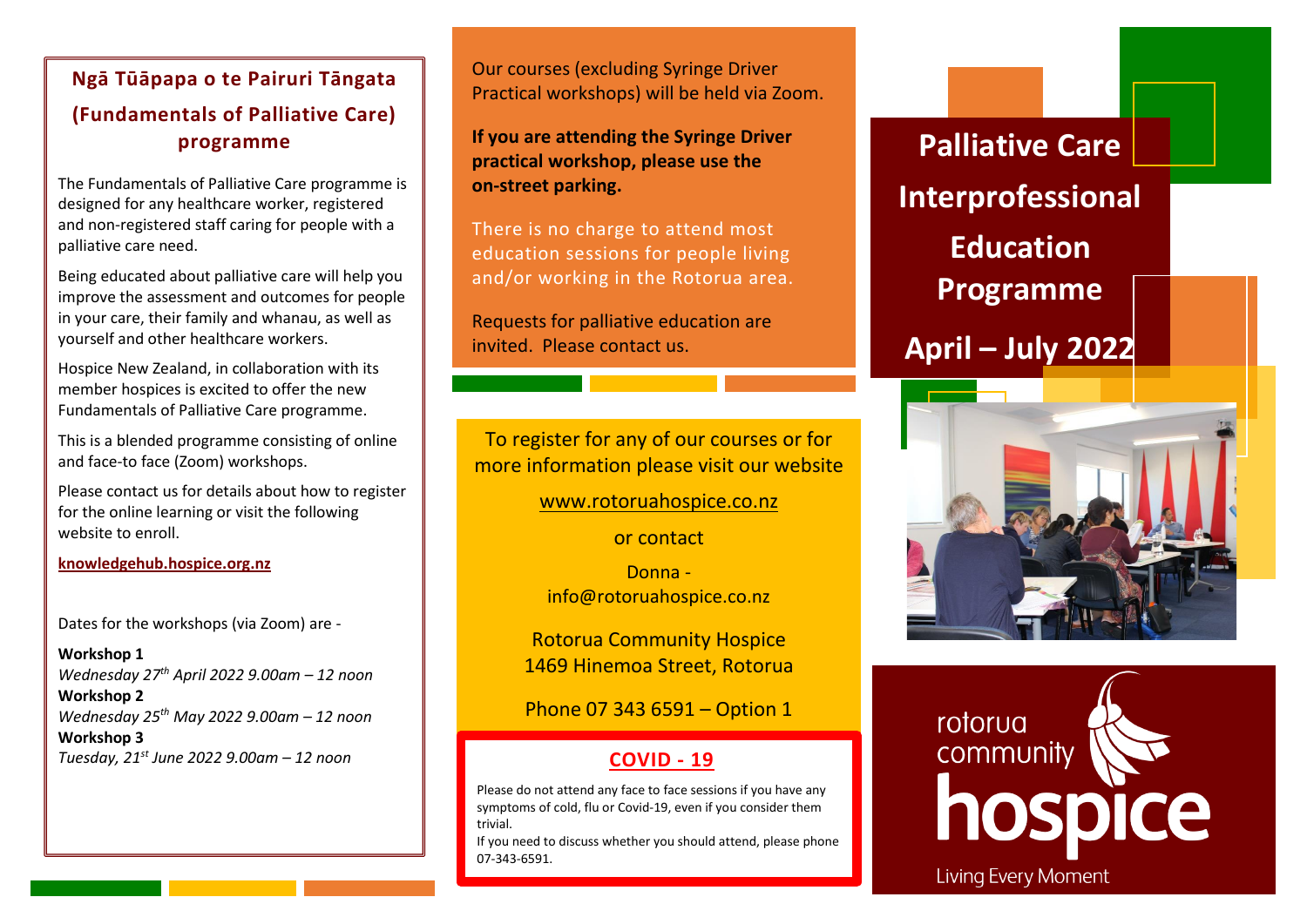## Ngā Tūāpapa o te Pairuri Tāngata (Fundamentals of Palliative Care) programme

The Fundamentals of Palliative Care programme is designed for any healthcare worker, registered and non-registered staff caring for people with a palliative care need.

Being educated about palliative care will help you improve the assessment and outcomes for people in your care, their family and whanau, as well as yourself and other healthcare workers.

Hospice New Zealand, in collaboration with its member hospices is excited to offer the new Fundamentals of Palliative Care programme.

This is a blended programme consisting of online and face-to face (Zoom) workshops.

Please contact us for details about how to register for the online learning or visit the following website to enroll.

**knowledgehub.hospice.org.nz**

Dates for the workshops (via Zoom) are -

**Workshop 1**
*Wednesday 27th April 2022 9.00am – 12 noon*
**Workshop 2**
*Wednesday 25th May 2022 9.00am – 12 noon*
**Workshop 3**
*Tuesday, 21st June 2022 9.00am – 12 noon*

Our courses (excluding Syringe Driver Practical workshops) will be held via Zoom.

**If you are attending the Syringe Driver practical workshop, please use the on-street parking.**

There is no charge to attend most education sessions for people living and/or working in the Rotorua area.

Requests for palliative education are invited. Please contact us.

To register for any of our courses or for more information please visit our website

www.rotoruahospice.co.nz

or contact

Donna -
info@rotoruahospice.co.nz

Rotorua Community Hospice
1469 Hinemoa Street, Rotorua

Phone 07 343 6591 – Option 1

### COVID - 19

Please do not attend any face to face sessions if you have any symptoms of cold, flu or Covid-19, even if you consider them trivial.
If you need to discuss whether you should attend, please phone 07-343-6591.

# Palliative Care Interprofessional Education Programme

# April – July 2022

rotorua community hospice

Living Every Moment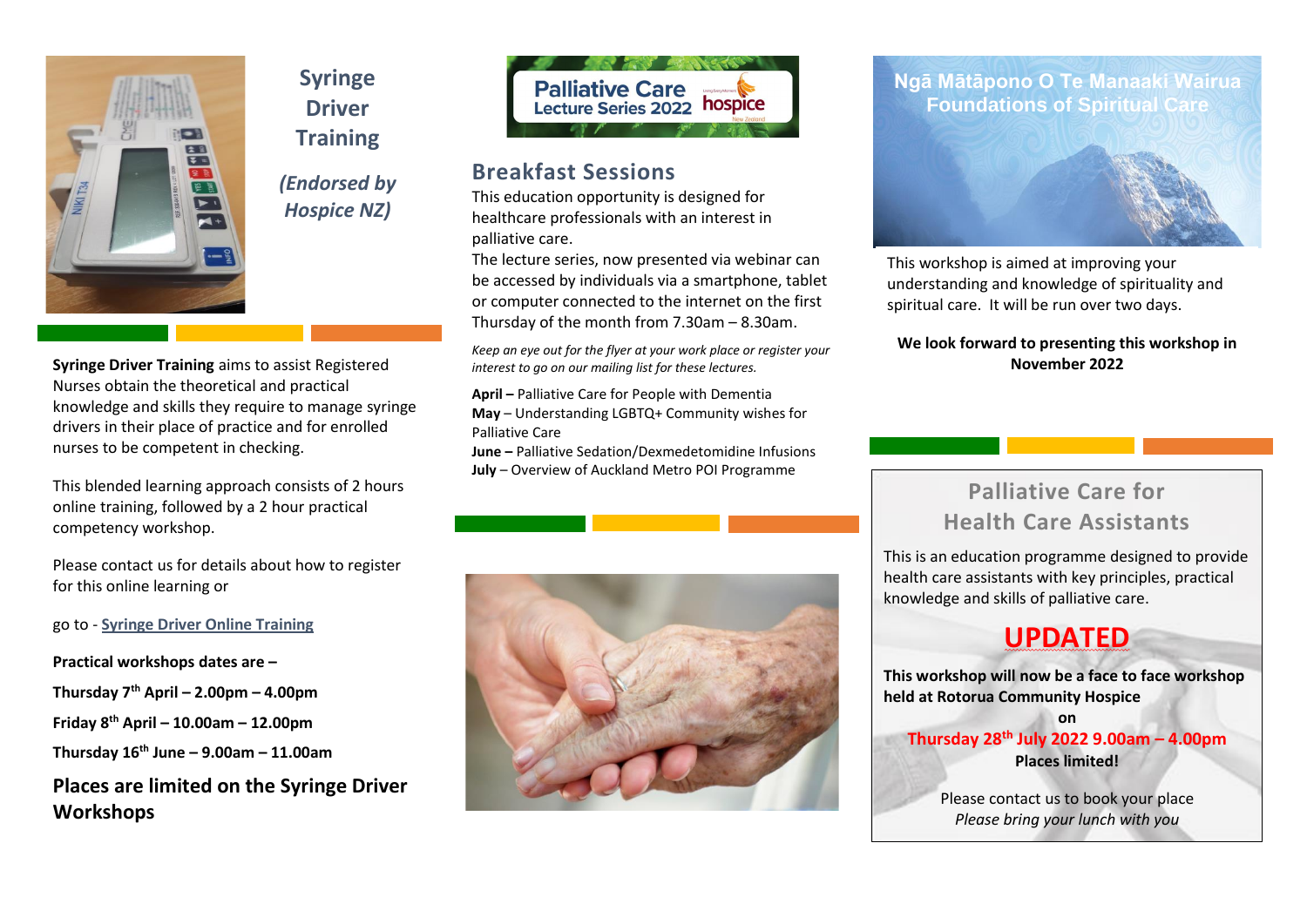# Syringe Driver Training

*(Endorsed by Hospice NZ)*

**Syringe Driver Training** aims to assist Registered Nurses obtain the theoretical and practical knowledge and skills they require to manage syringe drivers in their place of practice and for enrolled nurses to be competent in checking.

This blended learning approach consists of 2 hours online training, followed by a 2 hour practical competency workshop.

Please contact us for details about how to register for this online learning or

go to - Syringe Driver Online Training

**Practical workshops dates are –**

**Thursday 7th April – 2.00pm – 4.00pm**

**Friday 8th April – 10.00am – 12.00pm**

**Thursday 16th June – 9.00am – 11.00am**

**Places are limited on the Syringe Driver Workshops**

Palliative Care Lecture Series 2022 hospice

## Breakfast Sessions

This education opportunity is designed for healthcare professionals with an interest in palliative care.

The lecture series, now presented via webinar can be accessed by individuals via a smartphone, tablet or computer connected to the internet on the first Thursday of the month from 7.30am – 8.30am.

*Keep an eye out for the flyer at your work place or register your interest to go on our mailing list for these lectures.*

**April –** Palliative Care for People with Dementia
**May** – Understanding LGBTQ+ Community wishes for Palliative Care
**June –** Palliative Sedation/Dexmedetomidine Infusions
**July** – Overview of Auckland Metro POI Programme

## Ngā Mātāpono O Te Manaaki Wairua Foundations of Spiritual Care

This workshop is aimed at improving your understanding and knowledge of spirituality and spiritual care. It will be run over two days.

**We look forward to presenting this workshop in November 2022**

## Palliative Care for Health Care Assistants

This is an education programme designed to provide health care assistants with key principles, practical knowledge and skills of palliative care.

**UPDATED**

**This workshop will now be a face to face workshop held at Rotorua Community Hospice**

**on**

**Thursday 28th July 2022 9.00am – 4.00pm**

**Places limited!**

Please contact us to book your place

*Please bring your lunch with you*